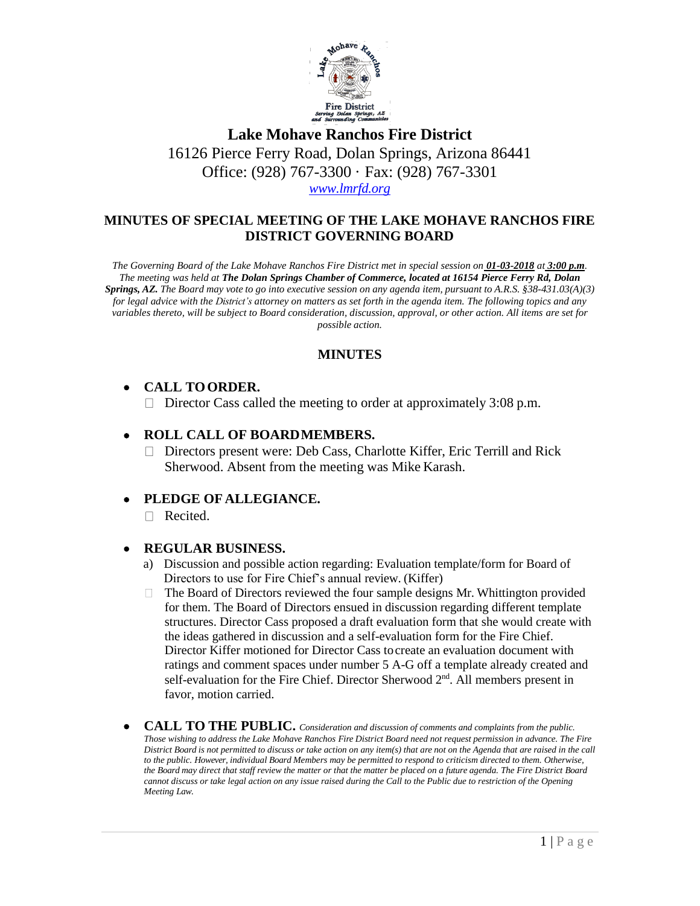# Lake Mohave Ranchos Fire District

16126 Pierce Ferry Road, Dolan Springs, Arizona 86441
Office: (928) 767-3300 · Fax: (928) 767-3301
*www.lmrfd.org*

## MINUTES OF SPECIAL MEETING OF THE LAKE MOHAVE RANCHOS FIRE DISTRICT GOVERNING BOARD

*The Governing Board of the Lake Mohave Ranchos Fire District met in special session on **01-03-2018** at **3:00 p.m**. The meeting was held at **The Dolan Springs Chamber of Commerce, located at 16154 Pierce Ferry Rd, Dolan Springs, AZ.** The Board may vote to go into executive session on any agenda item, pursuant to A.R.S. §38-431.03(A)(3) for legal advice with the District's attorney on matters as set forth in the agenda item. The following topics and any variables thereto, will be subject to Board consideration, discussion, approval, or other action. All items are set for possible action.*

### MINUTES

- **CALL TO ORDER.**
  - Director Cass called the meeting to order at approximately 3:08 p.m.

- **ROLL CALL OF BOARD MEMBERS.**
  - Directors present were: Deb Cass, Charlotte Kiffer, Eric Terrill and Rick Sherwood. Absent from the meeting was Mike Karash.

- **PLEDGE OF ALLEGIANCE.**
  - Recited.

- **REGULAR BUSINESS.**
  a) Discussion and possible action regarding: Evaluation template/form for Board of Directors to use for Fire Chief's annual review. (Kiffer)
  - The Board of Directors reviewed the four sample designs Mr. Whittington provided for them. The Board of Directors ensued in discussion regarding different template structures. Director Cass proposed a draft evaluation form that she would create with the ideas gathered in discussion and a self-evaluation form for the Fire Chief. Director Kiffer motioned for Director Cass to create an evaluation document with ratings and comment spaces under number 5 A-G off a template already created and self-evaluation for the Fire Chief. Director Sherwood 2nd. All members present in favor, motion carried.

- **CALL TO THE PUBLIC.** *Consideration and discussion of comments and complaints from the public. Those wishing to address the Lake Mohave Ranchos Fire District Board need not request permission in advance. The Fire District Board is not permitted to discuss or take action on any item(s) that are not on the Agenda that are raised in the call to the public. However, individual Board Members may be permitted to respond to criticism directed to them. Otherwise, the Board may direct that staff review the matter or that the matter be placed on a future agenda. The Fire District Board cannot discuss or take legal action on any issue raised during the Call to the Public due to restriction of the Opening Meeting Law.*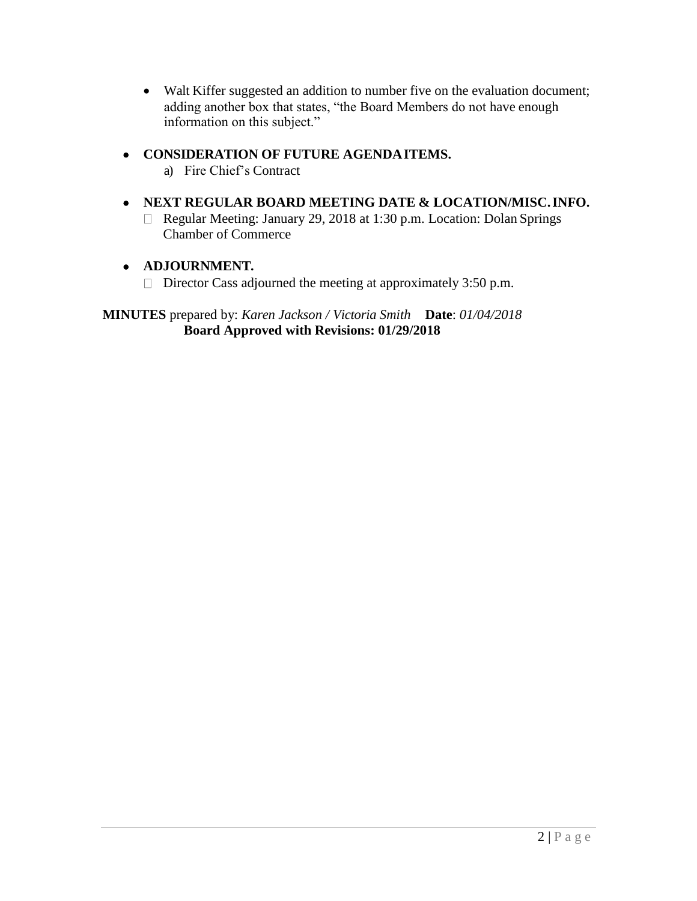- Walt Kiffer suggested an addition to number five on the evaluation document; adding another box that states, "the Board Members do not have enough information on this subject."

- **CONSIDERATION OF FUTURE AGENDA ITEMS.**
  a) Fire Chief's Contract

- **NEXT REGULAR BOARD MEETING DATE & LOCATION/MISC. INFO.**
  - Regular Meeting: January 29, 2018 at 1:30 p.m. Location: Dolan Springs Chamber of Commerce

- **ADJOURNMENT.**
  - Director Cass adjourned the meeting at approximately 3:50 p.m.

**MINUTES** prepared by: *Karen Jackson / Victoria Smith* **Date**: *01/04/2018*
**Board Approved with Revisions: 01/29/2018**